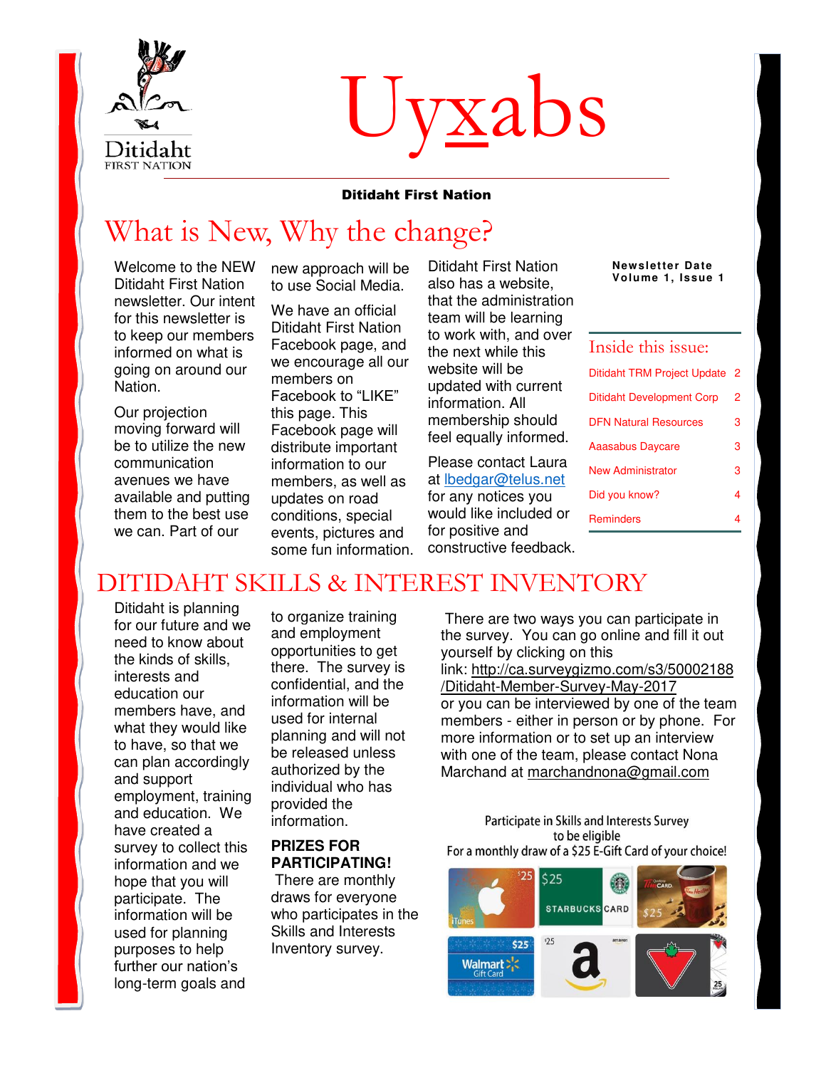# Uyxabs

**Ditidaht First Nation**

## What is New, Why the change?

**Newsletter Date**
**Volume 1, Issue 1**

### Inside this issue:

| | |
|---|---|
| Ditidaht TRM Project Update | 2 |
| Ditidaht Development Corp | 2 |
| DFN Natural Resources | 3 |
| Aaasabus Daycare | 3 |
| New Administrator | 3 |
| Did you know? | 4 |
| Reminders | 4 |

Welcome to the NEW Ditidaht First Nation newsletter. Our intent for this newsletter is to keep our members informed on what is going on around our Nation.

Our projection moving forward will be to utilize the new communication avenues we have available and putting them to the best use we can. Part of our new approach will be to use Social Media.

We have an official Ditidaht First Nation Facebook page, and we encourage all our members on Facebook to "LIKE" this page. This Facebook page will distribute important information to our members, as well as updates on road conditions, special events, pictures and some fun information.

Ditidaht First Nation also has a website, that the administration team will be learning to work with, and over the next while this website will be updated with current information. All membership should feel equally informed.

Please contact Laura at lbedgar@telus.net for any notices you would like included or for positive and constructive feedback.

## DITIDAHT SKILLS & INTEREST INVENTORY

Ditidaht is planning for our future and we need to know about the kinds of skills, interests and education our members have, and what they would like to have, so that we can plan accordingly and support employment, training and education. We have created a survey to collect this information and we hope that you will participate. The information will be used for planning purposes to help further our nation's long-term goals and to organize training and employment opportunities to get there. The survey is confidential, and the information will be used for internal planning and will not be released unless authorized by the individual who has provided the information.

**PRIZES FOR PARTICIPATING!**
There are monthly draws for everyone who participates in the Skills and Interests Inventory survey.

There are two ways you can participate in the survey. You can go online and fill it out yourself by clicking on this link: http://ca.surveygizmo.com/s3/50002188/Ditidaht-Member-Survey-May-2017 or you can be interviewed by one of the team members - either in person or by phone. For more information or to set up an interview with one of the team, please contact Nona Marchand at marchandnona@gmail.com

Participate in Skills and Interests Survey to be eligible
For a monthly draw of a $25 E-Gift Card of your choice!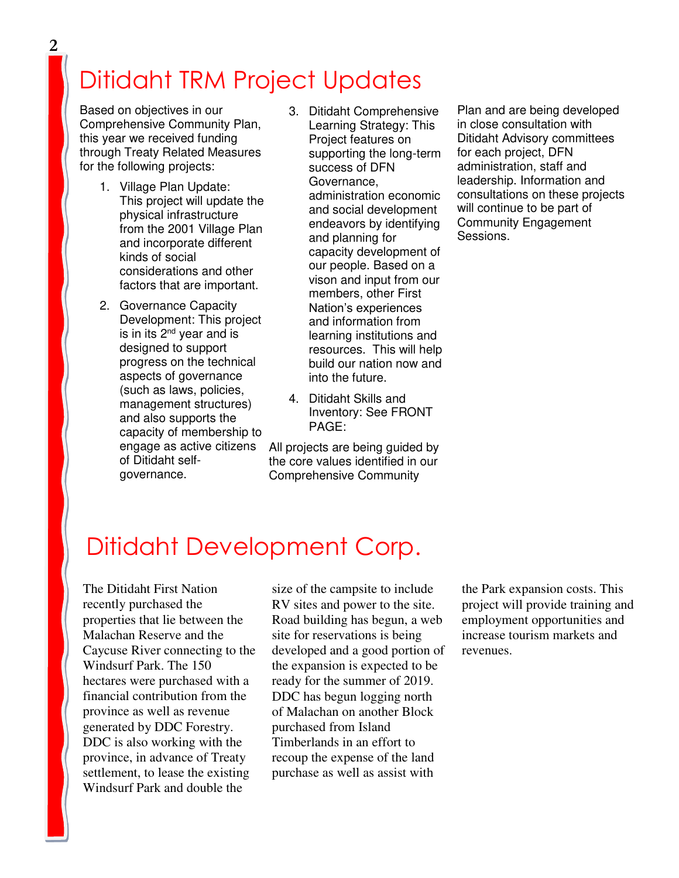# Ditidaht TRM Project Updates

Based on objectives in our Comprehensive Community Plan, this year we received funding through Treaty Related Measures for the following projects:

1. Village Plan Update: This project will update the physical infrastructure from the 2001 Village Plan and incorporate different kinds of social considerations and other factors that are important.
2. Governance Capacity Development: This project is in its 2nd year and is designed to support progress on the technical aspects of governance (such as laws, policies, management structures) and also supports the capacity of membership to engage as active citizens of Ditidaht self-governance.
3. Ditidaht Comprehensive Learning Strategy: This Project features on supporting the long-term success of DFN Governance, administration economic and social development endeavors by identifying and planning for capacity development of our people. Based on a vison and input from our members, other First Nation's experiences and information from learning institutions and resources. This will help build our nation now and into the future.
4. Ditidaht Skills and Inventory: See FRONT PAGE:

All projects are being guided by the core values identified in our Comprehensive Community Plan and are being developed in close consultation with Ditidaht Advisory committees for each project, DFN administration, staff and leadership. Information and consultations on these projects will continue to be part of Community Engagement Sessions.

# Ditidaht Development Corp.

The Ditidaht First Nation recently purchased the properties that lie between the Malachan Reserve and the Caycuse River connecting to the Windsurf Park. The 150 hectares were purchased with a financial contribution from the province as well as revenue generated by DDC Forestry. DDC is also working with the province, in advance of Treaty settlement, to lease the existing Windsurf Park and double the size of the campsite to include RV sites and power to the site. Road building has begun, a web site for reservations is being developed and a good portion of the expansion is expected to be ready for the summer of 2019. DDC has begun logging north of Malachan on another Block purchased from Island Timberlands in an effort to recoup the expense of the land purchase as well as assist with the Park expansion costs. This project will provide training and employment opportunities and increase tourism markets and revenues.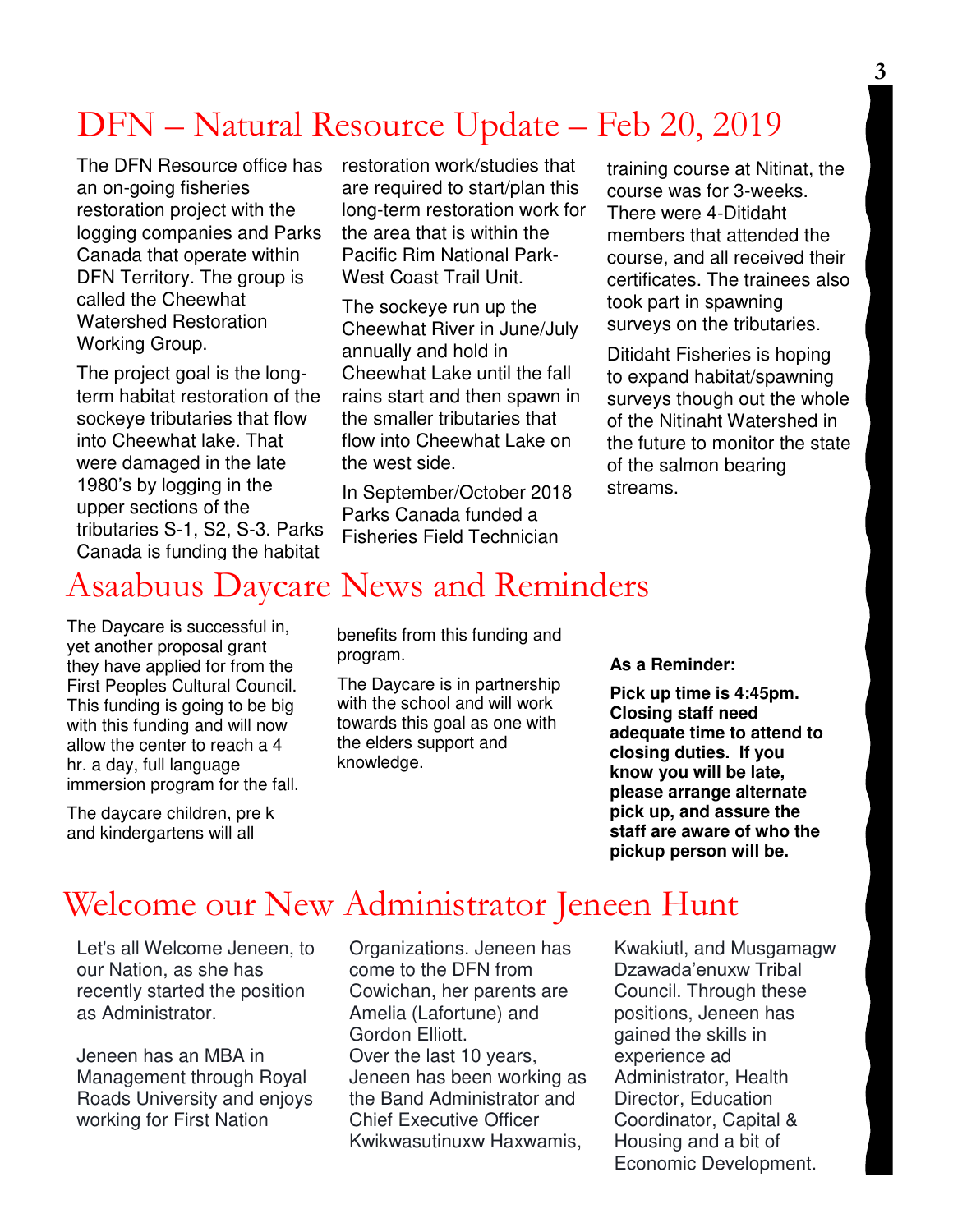# DFN – Natural Resource Update – Feb 20, 2019

The DFN Resource office has an on-going fisheries restoration project with the logging companies and Parks Canada that operate within DFN Territory. The group is called the Cheewhat Watershed Restoration Working Group.

The project goal is the long-term habitat restoration of the sockeye tributaries that flow into Cheewhat lake. That were damaged in the late 1980's by logging in the upper sections of the tributaries S-1, S2, S-3. Parks Canada is funding the habitat restoration work/studies that are required to start/plan this long-term restoration work for the area that is within the Pacific Rim National Park-West Coast Trail Unit.

The sockeye run up the Cheewhat River in June/July annually and hold in Cheewhat Lake until the fall rains start and then spawn in the smaller tributaries that flow into Cheewhat Lake on the west side.

In September/October 2018 Parks Canada funded a Fisheries Field Technician training course at Nitinat, the course was for 3-weeks. There were 4-Ditidaht members that attended the course, and all received their certificates. The trainees also took part in spawning surveys on the tributaries.

Ditidaht Fisheries is hoping to expand habitat/spawning surveys though out the whole of the Nitinaht Watershed in the future to monitor the state of the salmon bearing streams.

# Asaabuus Daycare News and Reminders

The Daycare is successful in, yet another proposal grant they have applied for from the First Peoples Cultural Council. This funding is going to be big with this funding and will now allow the center to reach a 4 hr. a day, full language immersion program for the fall.

The daycare children, pre k and kindergartens will all benefits from this funding and program.

The Daycare is in partnership with the school and will work towards this goal as one with the elders support and knowledge.

**As a Reminder:**

**Pick up time is 4:45pm. Closing staff need adequate time to attend to closing duties. If you know you will be late, please arrange alternate pick up, and assure the staff are aware of who the pickup person will be.**

# Welcome our New Administrator Jeneen Hunt

Let's all Welcome Jeneen, to our Nation, as she has recently started the position as Administrator.

Jeneen has an MBA in Management through Royal Roads University and enjoys working for First Nation Organizations. Jeneen has come to the DFN from Cowichan, her parents are Amelia (Lafortune) and Gordon Elliott.

Over the last 10 years, Jeneen has been working as the Band Administrator and Chief Executive Officer Kwikwasutinuxw Haxwamis, Kwakiutl, and Musgamagw Dzawada'enuxw Tribal Council. Through these positions, Jeneen has gained the skills in experience ad Administrator, Health Director, Education Coordinator, Capital & Housing and a bit of Economic Development.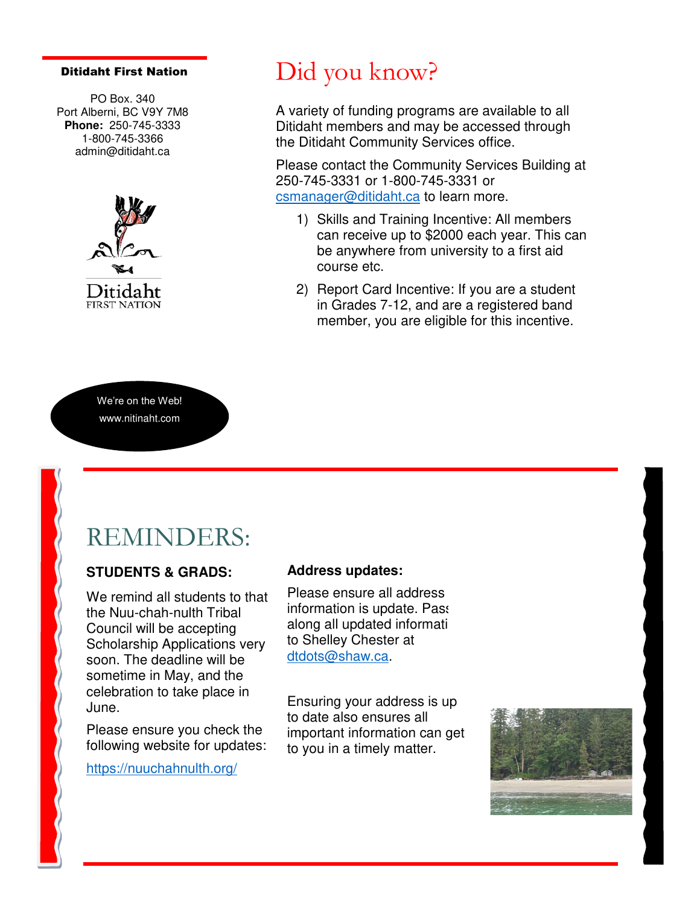**Ditidaht First Nation**

PO Box. 340
Port Alberni, BC V9Y 7M8
**Phone:** 250-745-3333
1-800-745-3366
admin@ditidaht.ca

Ditidaht
FIRST NATION

We're on the Web!
www.nitinaht.com

# Did you know?

A variety of funding programs are available to all Ditidaht members and may be accessed through the Ditidaht Community Services office.

Please contact the Community Services Building at 250-745-3331 or 1-800-745-3331 or csmanager@ditidaht.ca to learn more.

1) Skills and Training Incentive: All members can receive up to $2000 each year. This can be anywhere from university to a first aid course etc.
2) Report Card Incentive: If you are a student in Grades 7-12, and are a registered band member, you are eligible for this incentive.

# REMINDERS:

**STUDENTS & GRADS:**

We remind all students to that the Nuu-chah-nulth Tribal Council will be accepting Scholarship Applications very soon. The deadline will be sometime in May, and the celebration to take place in June.

Please ensure you check the following website for updates:

https://nuuchahnulth.org/

**Address updates:**

Please ensure all address information is update. Pass along all updated informati to Shelley Chester at dtdots@shaw.ca.

Ensuring your address is up to date also ensures all important information can get to you in a timely matter.